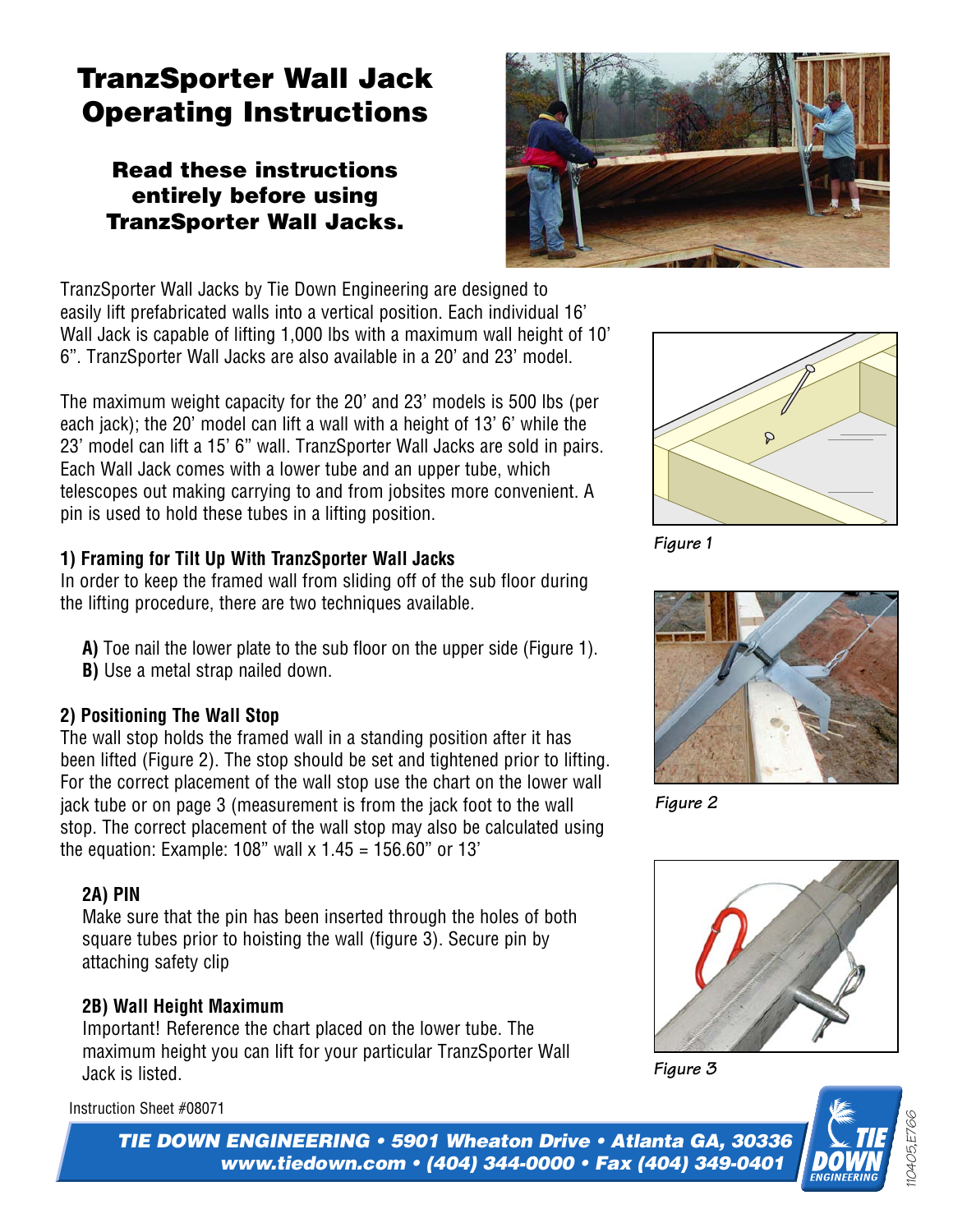# TranzSporter Wall Jack Operating Instructions

## Read these instructions entirely before using TranzSporter Wall Jacks.

TranzSporter Wall Jacks by Tie Down Engineering are designed to easily lift prefabricated walls into a vertical position. Each individual 16' Wall Jack is capable of lifting 1,000 lbs with a maximum wall height of 10' 6". TranzSporter Wall Jacks are also available in a 20' and 23' model.

The maximum weight capacity for the 20' and 23' models is 500 lbs (per each jack); the 20' model can lift a wall with a height of 13' 6' while the 23' model can lift a 15' 6" wall. TranzSporter Wall Jacks are sold in pairs. Each Wall Jack comes with a lower tube and an upper tube, which telescopes out making carrying to and from jobsites more convenient. A pin is used to hold these tubes in a lifting position.

### 1) Framing for Tilt Up With TranzSporter Wall Jacks

In order to keep the framed wall from sliding off of the sub floor during the lifting procedure, there are two techniques available.

**A)** Toe nail the lower plate to the sub floor on the upper side (Figure 1).
**B)** Use a metal strap nailed down.

*Figure 1*

### 2) Positioning The Wall Stop

The wall stop holds the framed wall in a standing position after it has been lifted (Figure 2). The stop should be set and tightened prior to lifting. For the correct placement of the wall stop use the chart on the lower wall jack tube or on page 3 (measurement is from the jack foot to the wall stop. The correct placement of the wall stop may also be calculated using the equation: Example: 108" wall x 1.45 = 156.60" or 13'

*Figure 2*

#### 2A) PIN

Make sure that the pin has been inserted through the holes of both square tubes prior to hoisting the wall (figure 3). Secure pin by attaching safety clip

*Figure 3*

#### 2B) Wall Height Maximum

Important! Reference the chart placed on the lower tube. The maximum height you can lift for your particular TranzSporter Wall Jack is listed.

Instruction Sheet #08071

**TIE DOWN ENGINEERING • 5901 Wheaton Drive • Atlanta GA, 30336**
**www.tiedown.com • (404) 344-0000 • Fax (404) 349-0401**

110405,E766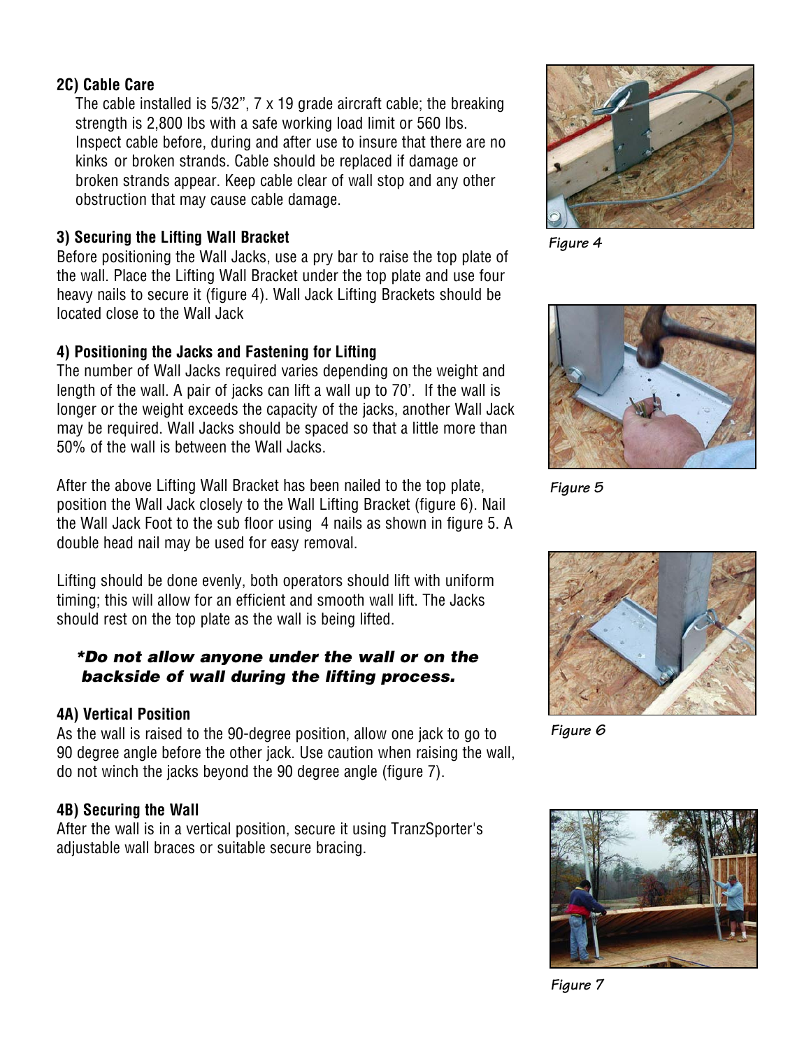### 2C) Cable Care

The cable installed is 5/32", 7 x 19 grade aircraft cable; the breaking strength is 2,800 lbs with a safe working load limit or 560 lbs. Inspect cable before, during and after use to insure that there are no kinks or broken strands. Cable should be replaced if damage or broken strands appear. Keep cable clear of wall stop and any other obstruction that may cause cable damage.

### 3) Securing the Lifting Wall Bracket

Before positioning the Wall Jacks, use a pry bar to raise the top plate of the wall. Place the Lifting Wall Bracket under the top plate and use four heavy nails to secure it (figure 4). Wall Jack Lifting Brackets should be located close to the Wall Jack

*Figure 4*

### 4) Positioning the Jacks and Fastening for Lifting

The number of Wall Jacks required varies depending on the weight and length of the wall. A pair of jacks can lift a wall up to 70'. If the wall is longer or the weight exceeds the capacity of the jacks, another Wall Jack may be required. Wall Jacks should be spaced so that a little more than 50% of the wall is between the Wall Jacks.

After the above Lifting Wall Bracket has been nailed to the top plate, position the Wall Jack closely to the Wall Lifting Bracket (figure 6). Nail the Wall Jack Foot to the sub floor using 4 nails as shown in figure 5. A double head nail may be used for easy removal.

*Figure 5*

Lifting should be done evenly, both operators should lift with uniform timing; this will allow for an efficient and smooth wall lift. The Jacks should rest on the top plate as the wall is being lifted.

***\*Do not allow anyone under the wall or on the backside of wall during the lifting process.***

*Figure 6*

### 4A) Vertical Position

As the wall is raised to the 90-degree position, allow one jack to go to 90 degree angle before the other jack. Use caution when raising the wall, do not winch the jacks beyond the 90 degree angle (figure 7).

### 4B) Securing the Wall

After the wall is in a vertical position, secure it using TranzSporter's adjustable wall braces or suitable secure bracing.

*Figure 7*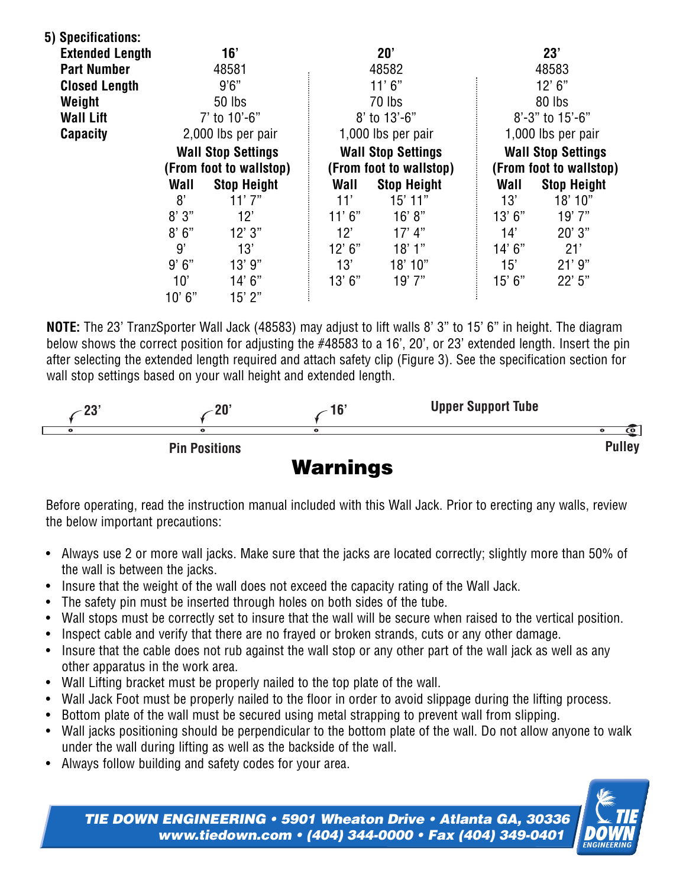**5) Specifications:**

| | 16' | 20' | 23' |
|---|---|---|---|
| **Extended Length** | **16'** | **20'** | **23'** |
| **Part Number** | 48581 | 48582 | 48583 |
| **Closed Length** | 9'6" | 11' 6" | 12' 6" |
| **Weight** | 50 lbs | 70 lbs | 80 lbs |
| **Wall Lift** | 7' to 10'-6" | 8' to 13'-6" | 8'-3" to 15'-6" |
| **Capacity** | 2,000 lbs per pair | 1,000 lbs per pair | 1,000 lbs per pair |

**Wall Stop Settings (From foot to wallstop)**

| 16' Wall | 16' Stop Height | 20' Wall | 20' Stop Height | 23' Wall | 23' Stop Height |
|---|---|---|---|---|---|
| 8' | 11' 7" | 11' | 15' 11" | 13' | 18' 10" |
| 8' 3" | 12' | 11' 6" | 16' 8" | 13' 6" | 19' 7" |
| 8' 6" | 12' 3" | 12' | 17' 4" | 14' | 20' 3" |
| 9' | 13' | 12' 6" | 18' 1" | 14' 6" | 21' |
| 9' 6" | 13' 9" | 13' | 18' 10" | 15' | 21' 9" |
| 10' | 14' 6" | 13' 6" | 19' 7" | 15' 6" | 22' 5" |
| 10' 6" | 15' 2" | | | | |

**NOTE:** The 23' TranzSporter Wall Jack (48583) may adjust to lift walls 8' 3" to 15' 6" in height. The diagram below shows the correct position for adjusting the #48583 to a 16', 20', or 23' extended length. Insert the pin after selecting the extended length required and attach safety clip (Figure 3). See the specification section for wall stop settings based on your wall height and extended length.

23'
20'
16'
Upper Support Tube
Pin Positions
Pulley

# Warnings

Before operating, read the instruction manual included with this Wall Jack. Prior to erecting any walls, review the below important precautions:

- Always use 2 or more wall jacks. Make sure that the jacks are located correctly; slightly more than 50% of the wall is between the jacks.
- Insure that the weight of the wall does not exceed the capacity rating of the Wall Jack.
- The safety pin must be inserted through holes on both sides of the tube.
- Wall stops must be correctly set to insure that the wall will be secure when raised to the vertical position.
- Inspect cable and verify that there are no frayed or broken strands, cuts or any other damage.
- Insure that the cable does not rub against the wall stop or any other part of the wall jack as well as any other apparatus in the work area.
- Wall Lifting bracket must be properly nailed to the top plate of the wall.
- Wall Jack Foot must be properly nailed to the floor in order to avoid slippage during the lifting process.
- Bottom plate of the wall must be secured using metal strapping to prevent wall from slipping.
- Wall jacks positioning should be perpendicular to the bottom plate of the wall. Do not allow anyone to walk under the wall during lifting as well as the backside of the wall.
- Always follow building and safety codes for your area.

***TIE DOWN ENGINEERING • 5901 Wheaton Drive • Atlanta GA, 30336***
***www.tiedown.com • (404) 344-0000 • Fax (404) 349-0401***